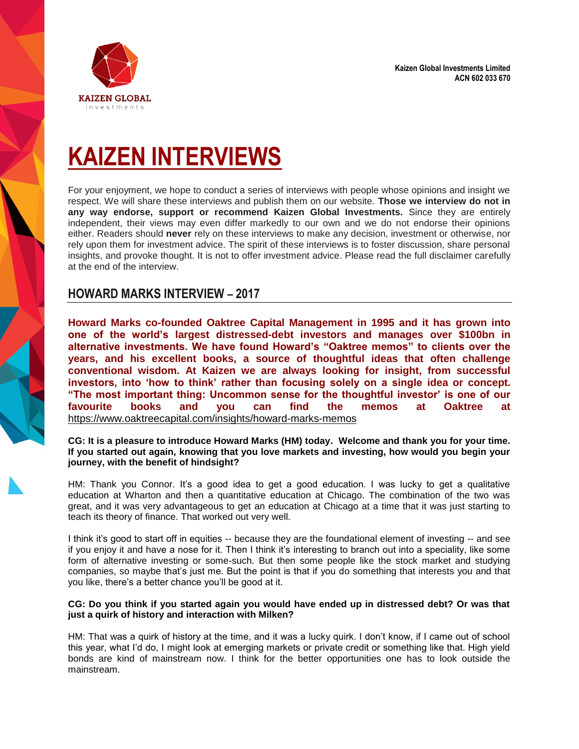Kaizen Global Investments Limited
ACN 602 033 670

# KAIZEN INTERVIEWS

For your enjoyment, we hope to conduct a series of interviews with people whose opinions and insight we respect. We will share these interviews and publish them on our website. **Those we interview do not in any way endorse, support or recommend Kaizen Global Investments.** Since they are entirely independent, their views may even differ markedly to our own and we do not endorse their opinions either. Readers should **never** rely on these interviews to make any decision, investment or otherwise, nor rely upon them for investment advice. The spirit of these interviews is to foster discussion, share personal insights, and provoke thought. It is not to offer investment advice. Please read the full disclaimer carefully at the end of the interview.

## HOWARD MARKS INTERVIEW – 2017

**Howard Marks co-founded Oaktree Capital Management in 1995 and it has grown into one of the world's largest distressed-debt investors and manages over $100bn in alternative investments. We have found Howard's "Oaktree memos" to clients over the years, and his excellent books, a source of thoughtful ideas that often challenge conventional wisdom. At Kaizen we are always looking for insight, from successful investors, into 'how to think' rather than focusing solely on a single idea or concept. "The most important thing: Uncommon sense for the thoughtful investor' is one of our favourite books and you can find the memos at Oaktree at** https://www.oaktreecapital.com/insights/howard-marks-memos

**CG: It is a pleasure to introduce Howard Marks (HM) today. Welcome and thank you for your time. If you started out again, knowing that you love markets and investing, how would you begin your journey, with the benefit of hindsight?**

HM: Thank you Connor. It's a good idea to get a good education. I was lucky to get a qualitative education at Wharton and then a quantitative education at Chicago. The combination of the two was great, and it was very advantageous to get an education at Chicago at a time that it was just starting to teach its theory of finance. That worked out very well.

I think it's good to start off in equities -- because they are the foundational element of investing -- and see if you enjoy it and have a nose for it. Then I think it's interesting to branch out into a speciality, like some form of alternative investing or some-such. But then some people like the stock market and studying companies, so maybe that's just me. But the point is that if you do something that interests you and that you like, there's a better chance you'll be good at it.

**CG: Do you think if you started again you would have ended up in distressed debt? Or was that just a quirk of history and interaction with Milken?**

HM: That was a quirk of history at the time, and it was a lucky quirk. I don't know, if I came out of school this year, what I'd do, I might look at emerging markets or private credit or something like that. High yield bonds are kind of mainstream now. I think for the better opportunities one has to look outside the mainstream.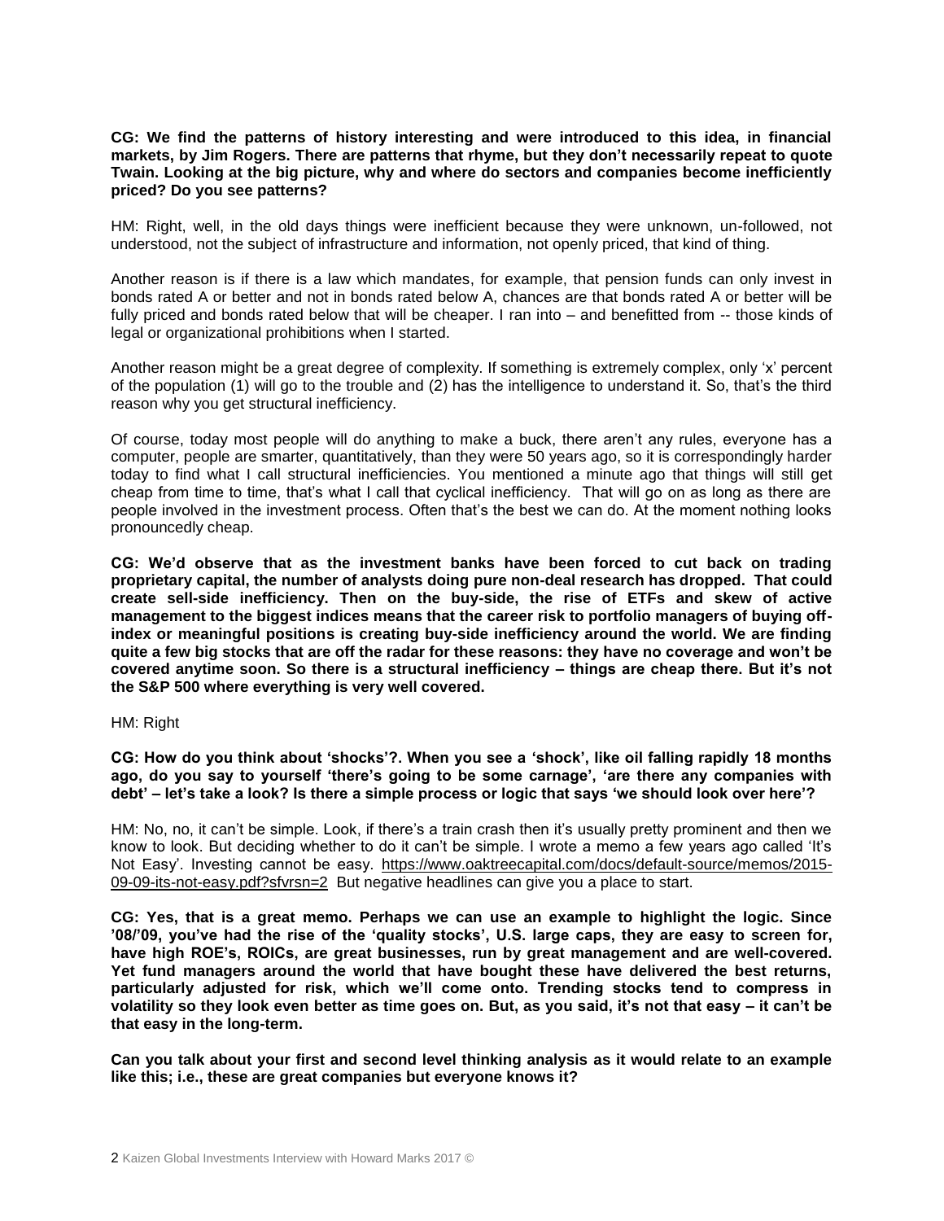**CG: We find the patterns of history interesting and were introduced to this idea, in financial markets, by Jim Rogers. There are patterns that rhyme, but they don't necessarily repeat to quote Twain. Looking at the big picture, why and where do sectors and companies become inefficiently priced? Do you see patterns?**

HM: Right, well, in the old days things were inefficient because they were unknown, un-followed, not understood, not the subject of infrastructure and information, not openly priced, that kind of thing.

Another reason is if there is a law which mandates, for example, that pension funds can only invest in bonds rated A or better and not in bonds rated below A, chances are that bonds rated A or better will be fully priced and bonds rated below that will be cheaper. I ran into – and benefitted from -- those kinds of legal or organizational prohibitions when I started.

Another reason might be a great degree of complexity. If something is extremely complex, only 'x' percent of the population (1) will go to the trouble and (2) has the intelligence to understand it. So, that's the third reason why you get structural inefficiency.

Of course, today most people will do anything to make a buck, there aren't any rules, everyone has a computer, people are smarter, quantitatively, than they were 50 years ago, so it is correspondingly harder today to find what I call structural inefficiencies. You mentioned a minute ago that things will still get cheap from time to time, that's what I call that cyclical inefficiency. That will go on as long as there are people involved in the investment process. Often that's the best we can do. At the moment nothing looks pronouncedly cheap.

**CG: We'd observe that as the investment banks have been forced to cut back on trading proprietary capital, the number of analysts doing pure non-deal research has dropped. That could create sell-side inefficiency. Then on the buy-side, the rise of ETFs and skew of active management to the biggest indices means that the career risk to portfolio managers of buying off-index or meaningful positions is creating buy-side inefficiency around the world. We are finding quite a few big stocks that are off the radar for these reasons: they have no coverage and won't be covered anytime soon. So there is a structural inefficiency – things are cheap there. But it's not the S&P 500 where everything is very well covered.**

HM: Right

**CG: How do you think about 'shocks'?. When you see a 'shock', like oil falling rapidly 18 months ago, do you say to yourself 'there's going to be some carnage', 'are there any companies with debt' – let's take a look? Is there a simple process or logic that says 'we should look over here'?**

HM: No, no, it can't be simple. Look, if there's a train crash then it's usually pretty prominent and then we know to look. But deciding whether to do it can't be simple. I wrote a memo a few years ago called 'It's Not Easy'. Investing cannot be easy. https://www.oaktreecapital.com/docs/default-source/memos/2015-09-09-its-not-easy.pdf?sfvrsn=2 But negative headlines can give you a place to start.

**CG: Yes, that is a great memo. Perhaps we can use an example to highlight the logic. Since '08/'09, you've had the rise of the 'quality stocks', U.S. large caps, they are easy to screen for, have high ROE's, ROICs, are great businesses, run by great management and are well-covered. Yet fund managers around the world that have bought these have delivered the best returns, particularly adjusted for risk, which we'll come onto. Trending stocks tend to compress in volatility so they look even better as time goes on. But, as you said, it's not that easy – it can't be that easy in the long-term.**

**Can you talk about your first and second level thinking analysis as it would relate to an example like this; i.e., these are great companies but everyone knows it?**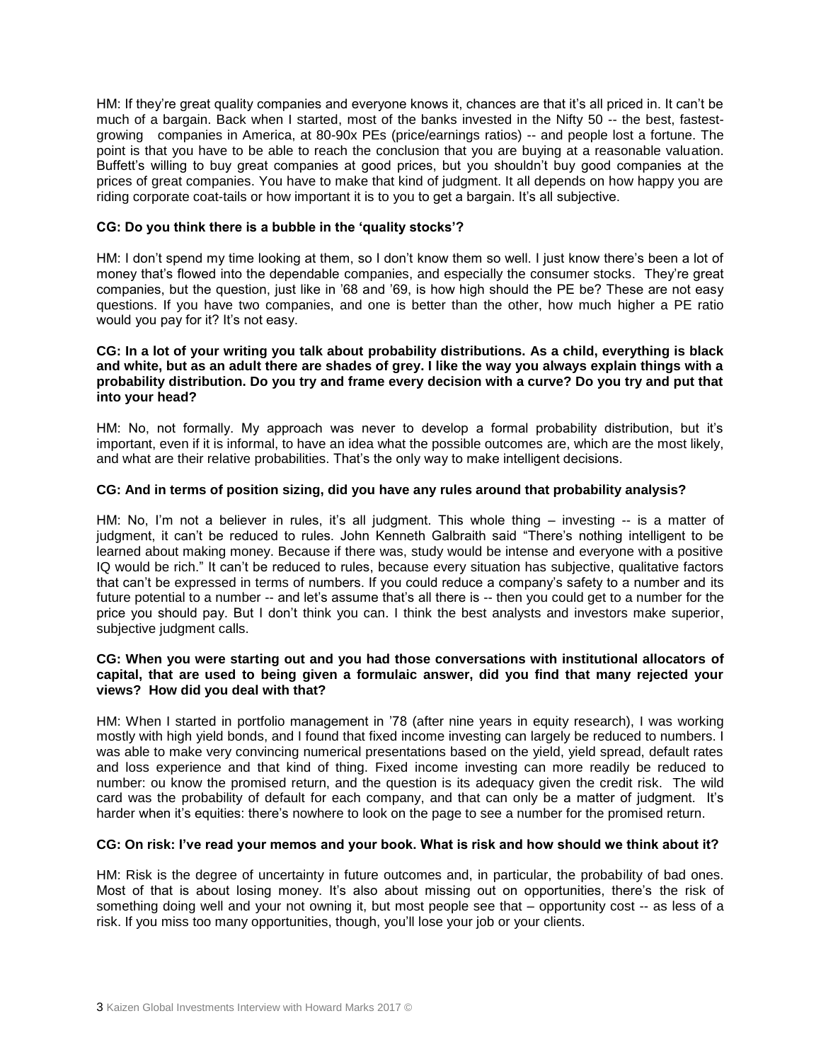HM: If they're great quality companies and everyone knows it, chances are that it's all priced in. It can't be much of a bargain. Back when I started, most of the banks invested in the Nifty 50 -- the best, fastest-growing companies in America, at 80-90x PEs (price/earnings ratios) -- and people lost a fortune. The point is that you have to be able to reach the conclusion that you are buying at a reasonable valuation. Buffett's willing to buy great companies at good prices, but you shouldn't buy good companies at the prices of great companies. You have to make that kind of judgment. It all depends on how happy you are riding corporate coat-tails or how important it is to you to get a bargain. It's all subjective.

**CG: Do you think there is a bubble in the 'quality stocks'?**

HM: I don't spend my time looking at them, so I don't know them so well. I just know there's been a lot of money that's flowed into the dependable companies, and especially the consumer stocks. They're great companies, but the question, just like in '68 and '69, is how high should the PE be? These are not easy questions. If you have two companies, and one is better than the other, how much higher a PE ratio would you pay for it? It's not easy.

**CG: In a lot of your writing you talk about probability distributions. As a child, everything is black and white, but as an adult there are shades of grey. I like the way you always explain things with a probability distribution. Do you try and frame every decision with a curve? Do you try and put that into your head?**

HM: No, not formally. My approach was never to develop a formal probability distribution, but it's important, even if it is informal, to have an idea what the possible outcomes are, which are the most likely, and what are their relative probabilities. That's the only way to make intelligent decisions.

**CG: And in terms of position sizing, did you have any rules around that probability analysis?**

HM: No, I'm not a believer in rules, it's all judgment. This whole thing – investing -- is a matter of judgment, it can't be reduced to rules. John Kenneth Galbraith said "There's nothing intelligent to be learned about making money. Because if there was, study would be intense and everyone with a positive IQ would be rich." It can't be reduced to rules, because every situation has subjective, qualitative factors that can't be expressed in terms of numbers. If you could reduce a company's safety to a number and its future potential to a number -- and let's assume that's all there is -- then you could get to a number for the price you should pay. But I don't think you can. I think the best analysts and investors make superior, subjective judgment calls.

**CG: When you were starting out and you had those conversations with institutional allocators of capital, that are used to being given a formulaic answer, did you find that many rejected your views? How did you deal with that?**

HM: When I started in portfolio management in '78 (after nine years in equity research), I was working mostly with high yield bonds, and I found that fixed income investing can largely be reduced to numbers. I was able to make very convincing numerical presentations based on the yield, yield spread, default rates and loss experience and that kind of thing. Fixed income investing can more readily be reduced to number: ou know the promised return, and the question is its adequacy given the credit risk. The wild card was the probability of default for each company, and that can only be a matter of judgment. It's harder when it's equities: there's nowhere to look on the page to see a number for the promised return.

**CG: On risk: I've read your memos and your book. What is risk and how should we think about it?**

HM: Risk is the degree of uncertainty in future outcomes and, in particular, the probability of bad ones. Most of that is about losing money. It's also about missing out on opportunities, there's the risk of something doing well and your not owning it, but most people see that – opportunity cost -- as less of a risk. If you miss too many opportunities, though, you'll lose your job or your clients.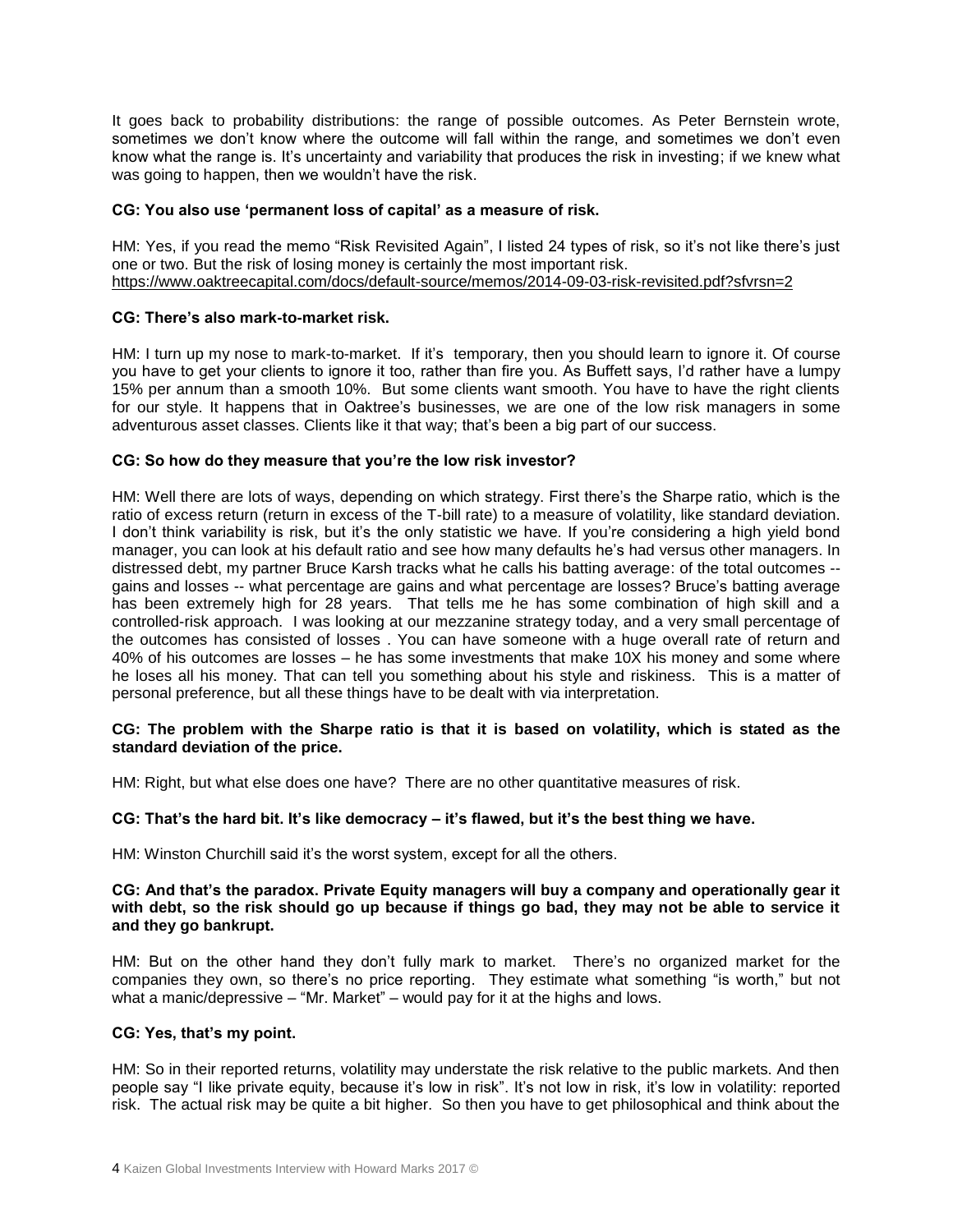It goes back to probability distributions: the range of possible outcomes. As Peter Bernstein wrote, sometimes we don't know where the outcome will fall within the range, and sometimes we don't even know what the range is. It's uncertainty and variability that produces the risk in investing; if we knew what was going to happen, then we wouldn't have the risk.

**CG: You also use 'permanent loss of capital' as a measure of risk.**

HM: Yes, if you read the memo "Risk Revisited Again", I listed 24 types of risk, so it's not like there's just one or two. But the risk of losing money is certainly the most important risk.
https://www.oaktreecapital.com/docs/default-source/memos/2014-09-03-risk-revisited.pdf?sfvrsn=2

**CG: There's also mark-to-market risk.**

HM: I turn up my nose to mark-to-market. If it's temporary, then you should learn to ignore it. Of course you have to get your clients to ignore it too, rather than fire you. As Buffett says, I'd rather have a lumpy 15% per annum than a smooth 10%. But some clients want smooth. You have to have the right clients for our style. It happens that in Oaktree's businesses, we are one of the low risk managers in some adventurous asset classes. Clients like it that way; that's been a big part of our success.

**CG: So how do they measure that you're the low risk investor?**

HM: Well there are lots of ways, depending on which strategy. First there's the Sharpe ratio, which is the ratio of excess return (return in excess of the T-bill rate) to a measure of volatility, like standard deviation. I don't think variability is risk, but it's the only statistic we have. If you're considering a high yield bond manager, you can look at his default ratio and see how many defaults he's had versus other managers. In distressed debt, my partner Bruce Karsh tracks what he calls his batting average: of the total outcomes -- gains and losses -- what percentage are gains and what percentage are losses? Bruce's batting average has been extremely high for 28 years. That tells me he has some combination of high skill and a controlled-risk approach. I was looking at our mezzanine strategy today, and a very small percentage of the outcomes has consisted of losses . You can have someone with a huge overall rate of return and 40% of his outcomes are losses – he has some investments that make 10X his money and some where he loses all his money. That can tell you something about his style and riskiness. This is a matter of personal preference, but all these things have to be dealt with via interpretation.

**CG: The problem with the Sharpe ratio is that it is based on volatility, which is stated as the standard deviation of the price.**

HM: Right, but what else does one have? There are no other quantitative measures of risk.

**CG: That's the hard bit. It's like democracy – it's flawed, but it's the best thing we have.**

HM: Winston Churchill said it's the worst system, except for all the others.

**CG: And that's the paradox. Private Equity managers will buy a company and operationally gear it with debt, so the risk should go up because if things go bad, they may not be able to service it and they go bankrupt.**

HM: But on the other hand they don't fully mark to market. There's no organized market for the companies they own, so there's no price reporting. They estimate what something "is worth," but not what a manic/depressive – "Mr. Market" – would pay for it at the highs and lows.

**CG: Yes, that's my point.**

HM: So in their reported returns, volatility may understate the risk relative to the public markets. And then people say "I like private equity, because it's low in risk". It's not low in risk, it's low in volatility: reported risk. The actual risk may be quite a bit higher. So then you have to get philosophical and think about the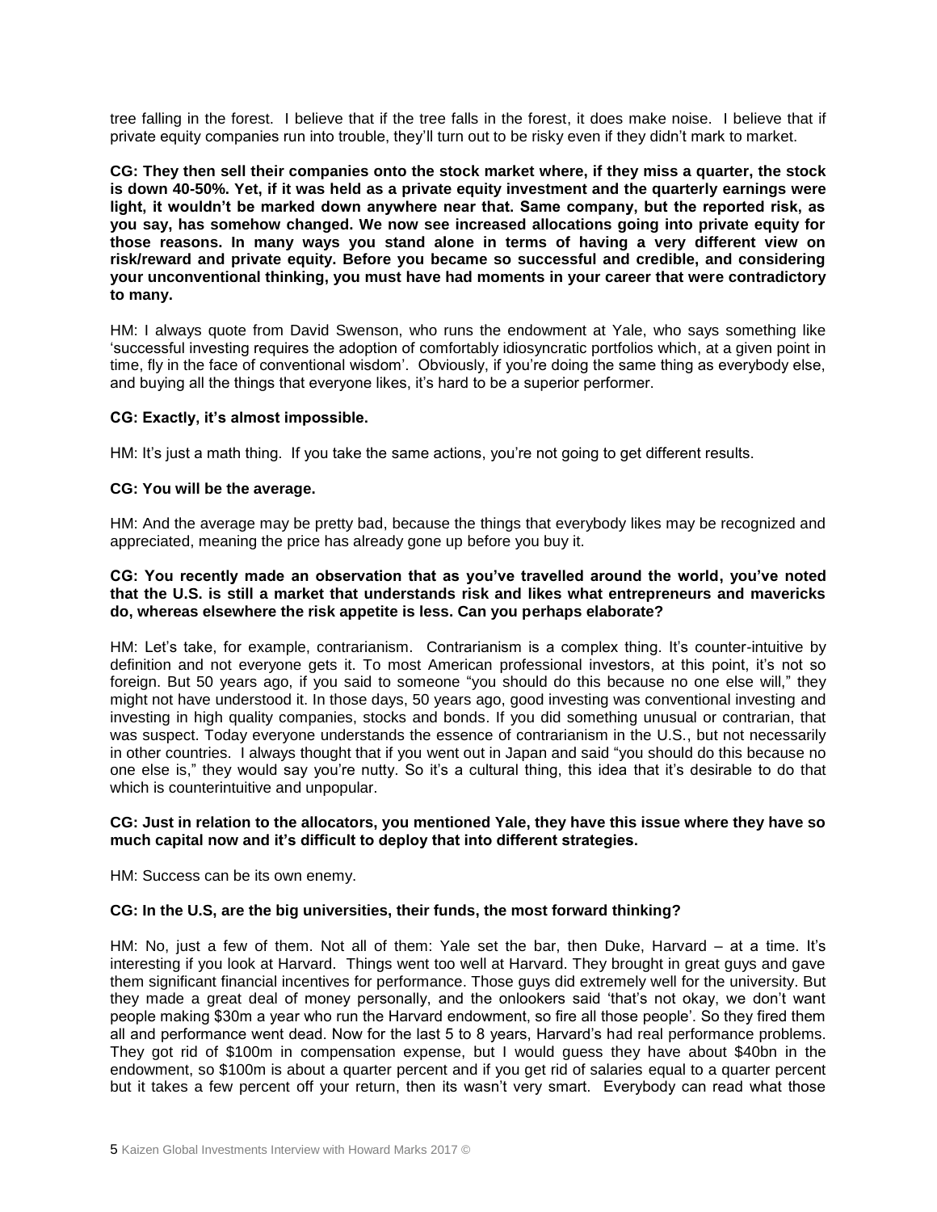tree falling in the forest. I believe that if the tree falls in the forest, it does make noise. I believe that if private equity companies run into trouble, they'll turn out to be risky even if they didn't mark to market.

**CG: They then sell their companies onto the stock market where, if they miss a quarter, the stock is down 40-50%. Yet, if it was held as a private equity investment and the quarterly earnings were light, it wouldn't be marked down anywhere near that. Same company, but the reported risk, as you say, has somehow changed. We now see increased allocations going into private equity for those reasons. In many ways you stand alone in terms of having a very different view on risk/reward and private equity. Before you became so successful and credible, and considering your unconventional thinking, you must have had moments in your career that were contradictory to many.**

HM: I always quote from David Swenson, who runs the endowment at Yale, who says something like 'successful investing requires the adoption of comfortably idiosyncratic portfolios which, at a given point in time, fly in the face of conventional wisdom'. Obviously, if you're doing the same thing as everybody else, and buying all the things that everyone likes, it's hard to be a superior performer.

**CG: Exactly, it's almost impossible.**

HM: It's just a math thing. If you take the same actions, you're not going to get different results.

**CG: You will be the average.**

HM: And the average may be pretty bad, because the things that everybody likes may be recognized and appreciated, meaning the price has already gone up before you buy it.

**CG: You recently made an observation that as you've travelled around the world, you've noted that the U.S. is still a market that understands risk and likes what entrepreneurs and mavericks do, whereas elsewhere the risk appetite is less. Can you perhaps elaborate?**

HM: Let's take, for example, contrarianism. Contrarianism is a complex thing. It's counter-intuitive by definition and not everyone gets it. To most American professional investors, at this point, it's not so foreign. But 50 years ago, if you said to someone "you should do this because no one else will," they might not have understood it. In those days, 50 years ago, good investing was conventional investing and investing in high quality companies, stocks and bonds. If you did something unusual or contrarian, that was suspect. Today everyone understands the essence of contrarianism in the U.S., but not necessarily in other countries. I always thought that if you went out in Japan and said "you should do this because no one else is," they would say you're nutty. So it's a cultural thing, this idea that it's desirable to do that which is counterintuitive and unpopular.

**CG: Just in relation to the allocators, you mentioned Yale, they have this issue where they have so much capital now and it's difficult to deploy that into different strategies.**

HM: Success can be its own enemy.

**CG: In the U.S, are the big universities, their funds, the most forward thinking?**

HM: No, just a few of them. Not all of them: Yale set the bar, then Duke, Harvard – at a time. It's interesting if you look at Harvard. Things went too well at Harvard. They brought in great guys and gave them significant financial incentives for performance. Those guys did extremely well for the university. But they made a great deal of money personally, and the onlookers said 'that's not okay, we don't want people making $30m a year who run the Harvard endowment, so fire all those people'. So they fired them all and performance went dead. Now for the last 5 to 8 years, Harvard's had real performance problems. They got rid of $100m in compensation expense, but I would guess they have about $40bn in the endowment, so $100m is about a quarter percent and if you get rid of salaries equal to a quarter percent but it takes a few percent off your return, then its wasn't very smart. Everybody can read what those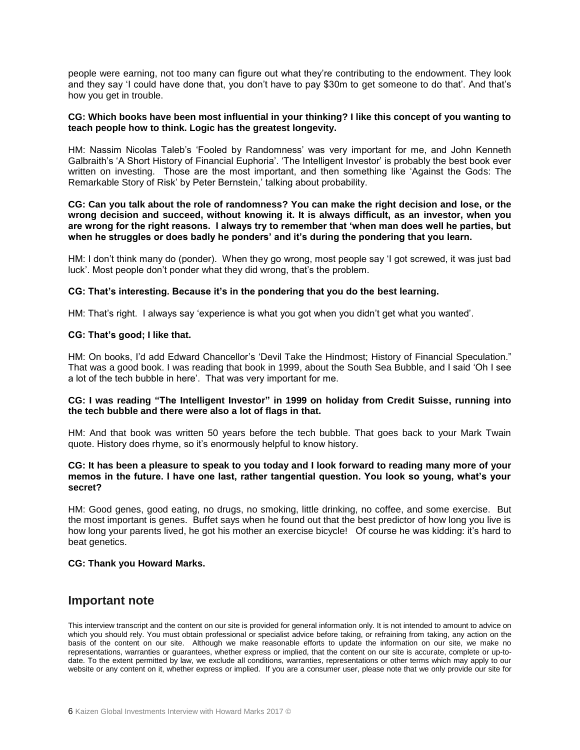people were earning, not too many can figure out what they're contributing to the endowment. They look and they say 'I could have done that, you don't have to pay $30m to get someone to do that'. And that's how you get in trouble.

**CG: Which books have been most influential in your thinking? I like this concept of you wanting to teach people how to think. Logic has the greatest longevity.**

HM: Nassim Nicolas Taleb's 'Fooled by Randomness' was very important for me, and John Kenneth Galbraith's 'A Short History of Financial Euphoria'. 'The Intelligent Investor' is probably the best book ever written on investing. Those are the most important, and then something like 'Against the Gods: The Remarkable Story of Risk' by Peter Bernstein,' talking about probability.

**CG: Can you talk about the role of randomness? You can make the right decision and lose, or the wrong decision and succeed, without knowing it. It is always difficult, as an investor, when you are wrong for the right reasons. I always try to remember that 'when man does well he parties, but when he struggles or does badly he ponders' and it's during the pondering that you learn.**

HM: I don't think many do (ponder). When they go wrong, most people say 'I got screwed, it was just bad luck'. Most people don't ponder what they did wrong, that's the problem.

**CG: That's interesting. Because it's in the pondering that you do the best learning.**

HM: That's right. I always say 'experience is what you got when you didn't get what you wanted'.

**CG: That's good; I like that.**

HM: On books, I'd add Edward Chancellor's 'Devil Take the Hindmost; History of Financial Speculation." That was a good book. I was reading that book in 1999, about the South Sea Bubble, and I said 'Oh I see a lot of the tech bubble in here'. That was very important for me.

**CG: I was reading "The Intelligent Investor" in 1999 on holiday from Credit Suisse, running into the tech bubble and there were also a lot of flags in that.**

HM: And that book was written 50 years before the tech bubble. That goes back to your Mark Twain quote. History does rhyme, so it's enormously helpful to know history.

**CG: It has been a pleasure to speak to you today and I look forward to reading many more of your memos in the future. I have one last, rather tangential question. You look so young, what's your secret?**

HM: Good genes, good eating, no drugs, no smoking, little drinking, no coffee, and some exercise. But the most important is genes. Buffet says when he found out that the best predictor of how long you live is how long your parents lived, he got his mother an exercise bicycle! Of course he was kidding: it's hard to beat genetics.

**CG: Thank you Howard Marks.**

## Important note

This interview transcript and the content on our site is provided for general information only. It is not intended to amount to advice on which you should rely. You must obtain professional or specialist advice before taking, or refraining from taking, any action on the basis of the content on our site. Although we make reasonable efforts to update the information on our site, we make no representations, warranties or guarantees, whether express or implied, that the content on our site is accurate, complete or up-to-date. To the extent permitted by law, we exclude all conditions, warranties, representations or other terms which may apply to our website or any content on it, whether express or implied. If you are a consumer user, please note that we only provide our site for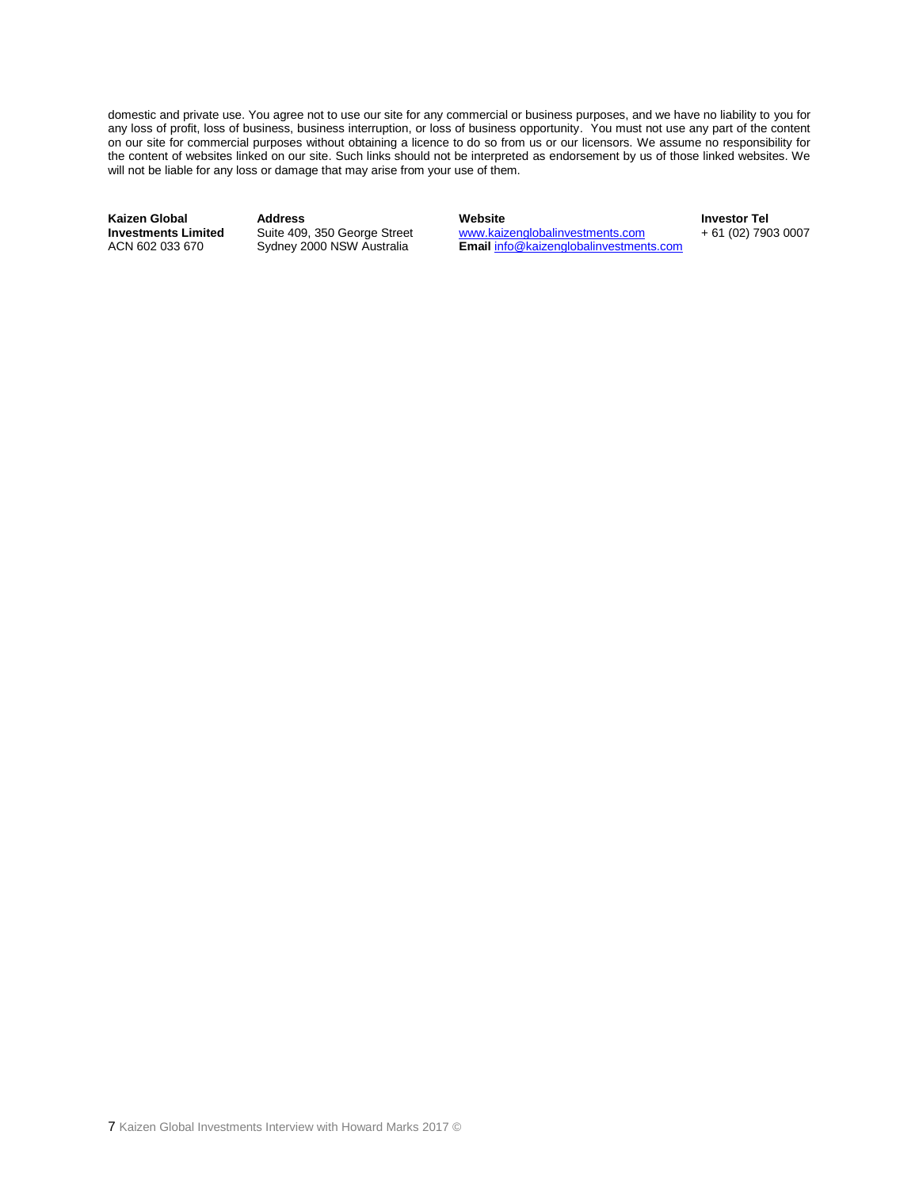domestic and private use. You agree not to use our site for any commercial or business purposes, and we have no liability to you for any loss of profit, loss of business, business interruption, or loss of business opportunity. You must not use any part of the content on our site for commercial purposes without obtaining a licence to do so from us or our licensors. We assume no responsibility for the content of websites linked on our site. Such links should not be interpreted as endorsement by us of those linked websites. We will not be liable for any loss or damage that may arise from your use of them.

| | | | |
|---|---|---|---|
| **Kaizen Global Investments Limited** | **Address** | **Website** | **Investor Tel** |
| ACN 602 033 670 | Suite 409, 350 George Street | www.kaizenglobalinvestments.com | + 61 (02) 7903 0007 |
| | Sydney 2000 NSW Australia | **Email** info@kaizenglobalinvestments.com | |